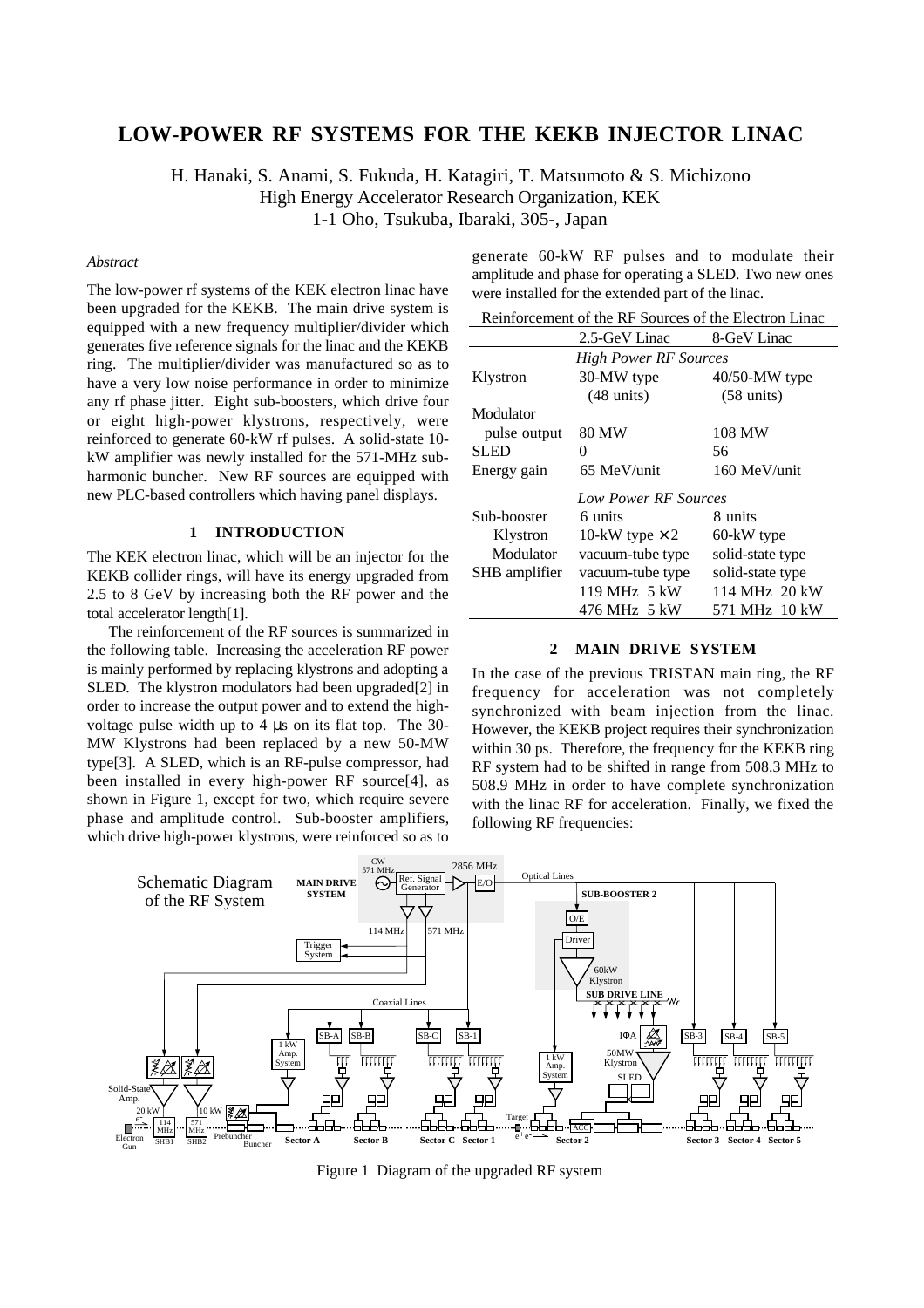# LOW-POWER RF SYSTEMS FOR THE KEKB INJECTOR LINAC

H. Hanaki, S. Anami, S. Fukuda, H. Katagiri, T. Matsumoto & S. Michizono
High Energy Accelerator Research Organization, KEK
1-1 Oho, Tsukuba, Ibaraki, 305-, Japan

*Abstract*

The low-power rf systems of the KEK electron linac have been upgraded for the KEKB. The main drive system is equipped with a new frequency multiplier/divider which generates five reference signals for the linac and the KEKB ring. The multiplier/divider was manufactured so as to have a very low noise performance in order to minimize any rf phase jitter. Eight sub-boosters, which drive four or eight high-power klystrons, respectively, were reinforced to generate 60-kW rf pulses. A solid-state 10-kW amplifier was newly installed for the 571-MHz sub-harmonic buncher. New RF sources are equipped with new PLC-based controllers which having panel displays.

## 1 INTRODUCTION

The KEK electron linac, which will be an injector for the KEKB collider rings, will have its energy upgraded from 2.5 to 8 GeV by increasing both the RF power and the total accelerator length[1].

The reinforcement of the RF sources is summarized in the following table. Increasing the acceleration RF power is mainly performed by replacing klystrons and adopting a SLED. The klystron modulators had been upgraded[2] in order to increase the output power and to extend the high-voltage pulse width up to 4 μs on its flat top. The 30-MW Klystrons had been replaced by a new 50-MW type[3]. A SLED, which is an RF-pulse compressor, had been installed in every high-power RF source[4], as shown in Figure 1, except for two, which require severe phase and amplitude control. Sub-booster amplifiers, which drive high-power klystrons, were reinforced so as to generate 60-kW RF pulses and to modulate their amplitude and phase for operating a SLED. Two new ones were installed for the extended part of the linac.

Reinforcement of the RF Sources of the Electron Linac

| | 2.5-GeV Linac | 8-GeV Linac |
|---|---|---|
| | *High Power RF Sources* | |
| Klystron | 30-MW type (48 units) | 40/50-MW type (58 units) |
| Modulator pulse output | 80 MW | 108 MW |
| SLED | 0 | 56 |
| Energy gain | 65 MeV/unit | 160 MeV/unit |
| | *Low Power RF Sources* | |
| Sub-booster | 6 units | 8 units |
| Klystron | 10-kW type × 2 | 60-kW type |
| Modulator | vacuum-tube type | solid-state type |
| SHB amplifier | vacuum-tube type | solid-state type |
| | 119 MHz 5 kW | 114 MHz 20 kW |
| | 476 MHz 5 kW | 571 MHz 10 kW |

## 2 MAIN DRIVE SYSTEM

In the case of the previous TRISTAN main ring, the RF frequency for acceleration was not completely synchronized with beam injection from the linac. However, the KEKB project requires their synchronization within 30 ps. Therefore, the frequency for the KEKB ring RF system had to be shifted in range from 508.3 MHz to 508.9 MHz in order to have complete synchronization with the linac RF for acceleration. Finally, we fixed the following RF frequencies:

Figure 1 Diagram of the upgraded RF system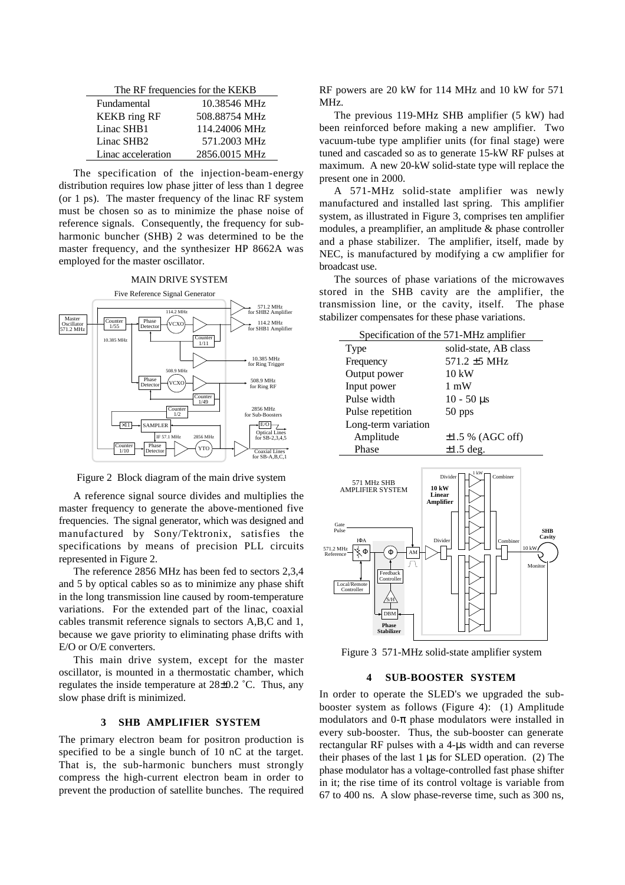| The RF frequencies for the KEKB | |
|---|---|
| Fundamental | 10.38546 MHz |
| KEKB ring RF | 508.88754 MHz |
| Linac SHB1 | 114.24006 MHz |
| Linac SHB2 | 571.2003 MHz |
| Linac acceleration | 2856.0015 MHz |

The specification of the injection-beam-energy distribution requires low phase jitter of less than 1 degree (or 1 ps). The master frequency of the linac RF system must be chosen so as to minimize the phase noise of reference signals. Consequently, the frequency for sub-harmonic buncher (SHB) 2 was determined to be the master frequency, and the synthesizer HP 8662A was employed for the master oscillator.

Figure 2 Block diagram of the main drive system

A reference signal source divides and multiplies the master frequency to generate the above-mentioned five frequencies. The signal generator, which was designed and manufactured by Sony/Tektronix, satisfies the specifications by means of precision PLL circuits represented in Figure 2.

The reference 2856 MHz has been fed to sectors 2,3,4 and 5 by optical cables so as to minimize any phase shift in the long transmission line caused by room-temperature variations. For the extended part of the linac, coaxial cables transmit reference signals to sectors A,B,C and 1, because we gave priority to eliminating phase drifts with E/O or O/E converters.

This main drive system, except for the master oscillator, is mounted in a thermostatic chamber, which regulates the inside temperature at 28±0.2 ˚C. Thus, any slow phase drift is minimized.

## 3 SHB AMPLIFIER SYSTEM

The primary electron beam for positron production is specified to be a single bunch of 10 nC at the target. That is, the sub-harmonic bunchers must strongly compress the high-current electron beam in order to prevent the production of satellite bunches. The required RF powers are 20 kW for 114 MHz and 10 kW for 571 MHz.

The previous 119-MHz SHB amplifier (5 kW) had been reinforced before making a new amplifier. Two vacuum-tube type amplifier units (for final stage) were tuned and cascaded so as to generate 15-kW RF pulses at maximum. A new 20-kW solid-state type will replace the present one in 2000.

A 571-MHz solid-state amplifier was newly manufactured and installed last spring. This amplifier system, as illustrated in Figure 3, comprises ten amplifier modules, a preamplifier, an amplitude & phase controller and a phase stabilizer. The amplifier, itself, made by NEC, is manufactured by modifying a cw amplifier for broadcast use.

The sources of phase variations of the microwaves stored in the SHB cavity are the amplifier, the transmission line, or the cavity, itself. The phase stabilizer compensates for these phase variations.

| Specification of the 571-MHz amplifier | |
|---|---|
| Type | solid-state, AB class |
| Frequency | 571.2 ±5 MHz |
| Output power | 10 kW |
| Input power | 1 mW |
| Pulse width | 10 - 50 µs |
| Pulse repetition | 50 pps |
| Long-term variation | |
| Amplitude | ±1.5 % (AGC off) |
| Phase | ±1.5 deg. |

Figure 3 571-MHz solid-state amplifier system

## 4 SUB-BOOSTER SYSTEM

In order to operate the SLED's we upgraded the sub-booster system as follows (Figure 4): (1) Amplitude modulators and 0-π phase modulators were installed in every sub-booster. Thus, the sub-booster can generate rectangular RF pulses with a 4-µs width and can reverse their phases of the last 1 µs for SLED operation. (2) The phase modulator has a voltage-controlled fast phase shifter in it; the rise time of its control voltage is variable from 67 to 400 ns. A slow phase-reverse time, such as 300 ns,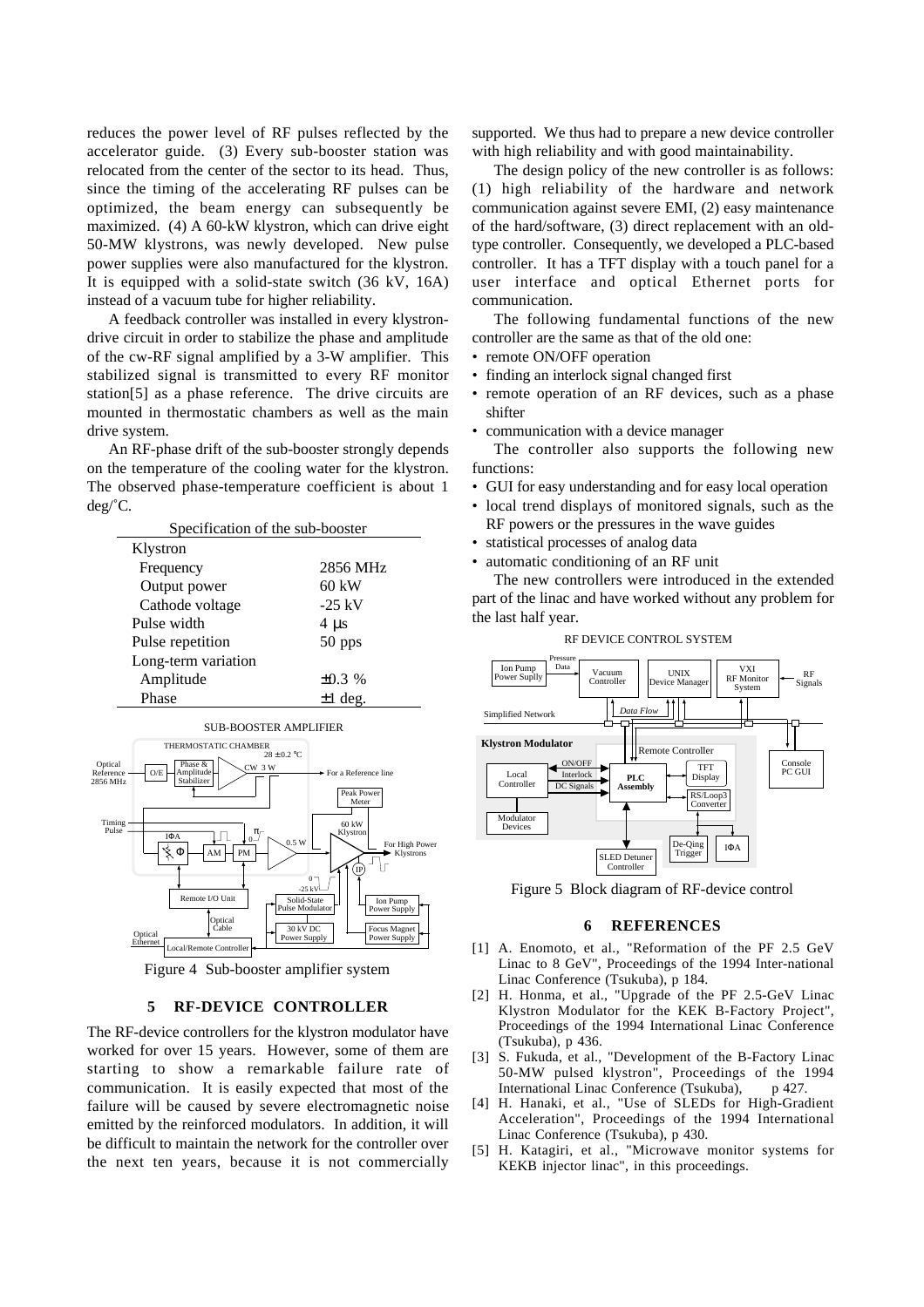reduces the power level of RF pulses reflected by the accelerator guide. (3) Every sub-booster station was relocated from the center of the sector to its head. Thus, since the timing of the accelerating RF pulses can be optimized, the beam energy can subsequently be maximized. (4) A 60-kW klystron, which can drive eight 50-MW klystrons, was newly developed. New pulse power supplies were also manufactured for the klystron. It is equipped with a solid-state switch (36 kV, 16A) instead of a vacuum tube for higher reliability.

A feedback controller was installed in every klystron-drive circuit in order to stabilize the phase and amplitude of the cw-RF signal amplified by a 3-W amplifier. This stabilized signal is transmitted to every RF monitor station[5] as a phase reference. The drive circuits are mounted in thermostatic chambers as well as the main drive system.

An RF-phase drift of the sub-booster strongly depends on the temperature of the cooling water for the klystron. The observed phase-temperature coefficient is about 1 deg/˚C.

Specification of the sub-booster

| | |
|---|---|
| Klystron | |
| Frequency | 2856 MHz |
| Output power | 60 kW |
| Cathode voltage | -25 kV |
| Pulse width | 4 µs |
| Pulse repetition | 50 pps |
| Long-term variation | |
| Amplitude | ±0.3 % |
| Phase | ±1 deg. |

SUB-BOOSTER AMPLIFIER

THERMOSTATIC CHAMBER
28 ± 0.2 °C
Optical Reference 2856 MHz
O/E
Phase & Amplitude Stabilizer
CW 3 W
For a Reference line
Peak Power Meter
Timing Pulse
IΦA
Φ
AM
PM
π
0
0.5 W
60 kW Klystron
For High Power Klystrons
IP
0
-25 kV
Remote I/O Unit
Solid-State Pulse Modulator
Ion Pump Power Supply
Optical Cable
30 kV DC Power Supply
Focus Magnet Power Supply
Optical Ethernet
Local/Remote Controller

Figure 4 Sub-booster amplifier system

## 5 RF-DEVICE CONTROLLER

The RF-device controllers for the klystron modulator have worked for over 15 years. However, some of them are starting to show a remarkable failure rate of communication. It is easily expected that most of the failure will be caused by severe electromagnetic noise emitted by the reinforced modulators. In addition, it will be difficult to maintain the network for the controller over the next ten years, because it is not commercially supported. We thus had to prepare a new device controller with high reliability and with good maintainability.

The design policy of the new controller is as follows: (1) high reliability of the hardware and network communication against severe EMI, (2) easy maintenance of the hard/software, (3) direct replacement with an old-type controller. Consequently, we developed a PLC-based controller. It has a TFT display with a touch panel for a user interface and optical Ethernet ports for communication.

The following fundamental functions of the new controller are the same as that of the old one:

- remote ON/OFF operation
- finding an interlock signal changed first
- remote operation of an RF devices, such as a phase shifter
- communication with a device manager

The controller also supports the following new functions:

- GUI for easy understanding and for easy local operation
- local trend displays of monitored signals, such as the RF powers or the pressures in the wave guides
- statistical processes of analog data
- automatic conditioning of an RF unit

The new controllers were introduced in the extended part of the linac and have worked without any problem for the last half year.

RF DEVICE CONTROL SYSTEM

Ion Pump Power Suplly
Pressure Data
Vacuum Controller
UNIX Device Manager
VXI RF Monitor System
RF Signals
Simplified Network
Data Flow
Klystron Modulator
Remote Controller
Console PC GUI
ON/OFF
Interlock
DC Signals
Local Controller
PLC Assembly
TFT Display
RS/Loop3 Converter
Modulator Devices
De-Qing Trigger
IΦA
SLED Detuner Controller

Figure 5 Block diagram of RF-device control

## 6 REFERENCES

[1] A. Enomoto, et al., "Reformation of the PF 2.5 GeV Linac to 8 GeV", Proceedings of the 1994 Inter-national Linac Conference (Tsukuba), p 184.

[2] H. Honma, et al., "Upgrade of the PF 2.5-GeV Linac Klystron Modulator for the KEK B-Factory Project", Proceedings of the 1994 International Linac Conference (Tsukuba), p 436.

[3] S. Fukuda, et al., "Development of the B-Factory Linac 50-MW pulsed klystron", Proceedings of the 1994 International Linac Conference (Tsukuba), p 427.

[4] H. Hanaki, et al., "Use of SLEDs for High-Gradient Acceleration", Proceedings of the 1994 International Linac Conference (Tsukuba), p 430.

[5] H. Katagiri, et al., "Microwave monitor systems for KEKB injector linac", in this proceedings.